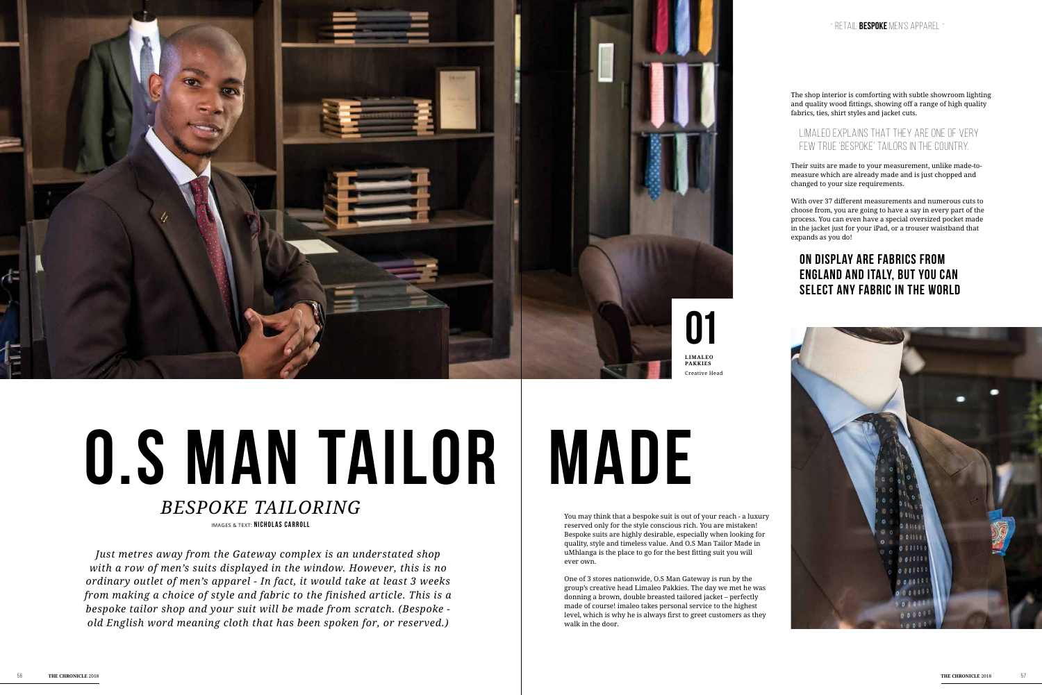~ RETAIL **BESPOKE** MEN'S APPAREL ~

# O.S MAN TAILOR MADE

## *BESPOKE TAILORING*

IMAGES & TEXT: **NICHOLAS CARROLL**

*Just metres away from the Gateway complex is an understated shop with a row of men's suits displayed in the window. However, this is no ordinary outlet of men's apparel - In fact, it would take at least 3 weeks from making a choice of style and fabric to the finished article. This is a bespoke tailor shop and your suit will be made from scratch. (Bespoke - old English word meaning cloth that has been spoken for, or reserved.)*

**01**

**LIMALEO PAKKIES**
Creative Head

You may think that a bespoke suit is out of your reach - a luxury reserved only for the style conscious rich. You are mistaken! Bespoke suits are highly desirable, especially when looking for quality, style and timeless value. And O.S Man Tailor Made in uMhlanga is the place to go for the best fitting suit you will ever own.

One of 3 stores nationwide, O.S Man Gateway is run by the group's creative head Limaleo Pakkies. The day we met he was donning a brown, double breasted tailored jacket – perfectly made of course! imaleo takes personal service to the highest level, which is why he is always first to greet customers as they walk in the door.

The shop interior is comforting with subtle showroom lighting and quality wood fittings, showing off a range of high quality fabrics, ties, shirt styles and jacket cuts.

LIMALEO EXPLAINS THAT THEY ARE ONE OF VERY FEW TRUE 'BESPOKE' TAILORS IN THE COUNTRY.

Their suits are made to your measurement, unlike made-to-measure which are already made and is just chopped and changed to your size requirements.

With over 37 different measurements and numerous cuts to choose from, you are going to have a say in every part of the process. You can even have a special oversized pocket made in the jacket just for your iPad, or a trouser waistband that expands as you do!

**ON DISPLAY ARE FABRICS FROM ENGLAND AND ITALY, BUT YOU CAN SELECT ANY FABRIC IN THE WORLD**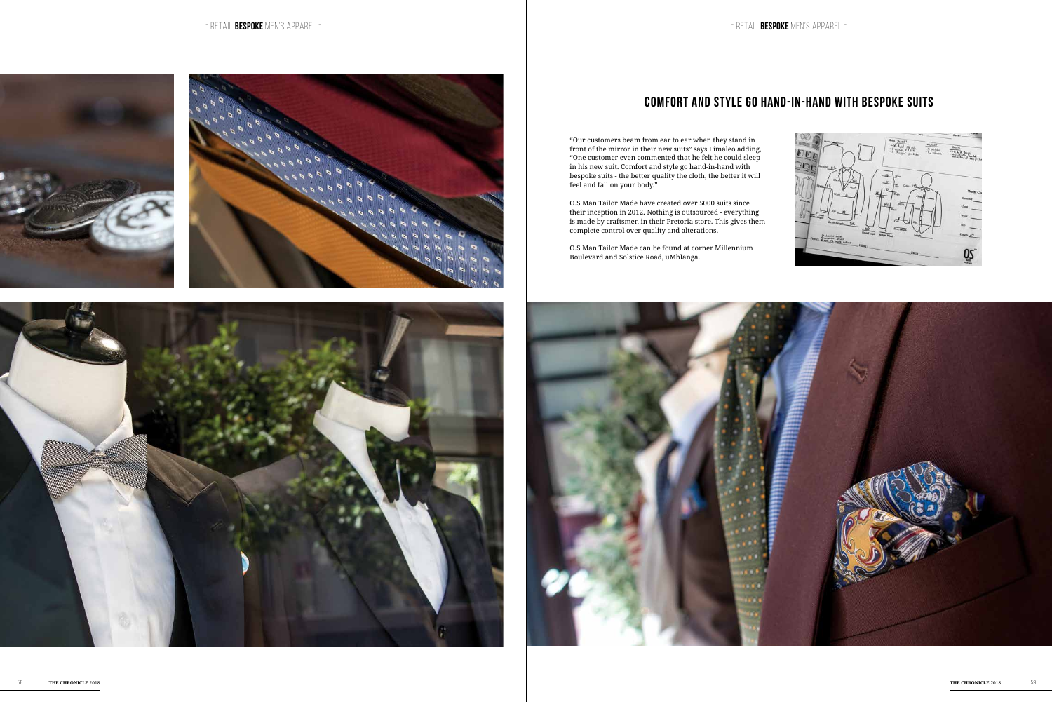## COMFORT AND STYLE GO HAND-IN-HAND WITH BESPOKE SUITS

"Our customers beam from ear to ear when they stand in front of the mirror in their new suits" says Limaleo adding, "One customer even commented that he felt he could sleep in his new suit. Comfort and style go hand-in-hand with bespoke suits - the better quality the cloth, the better it will feel and fall on your body."

O.S Man Tailor Made have created over 5000 suits since their inception in 2012. Nothing is outsourced - everything is made by craftsmen in their Pretoria store. This gives them complete control over quality and alterations.

O.S Man Tailor Made can be found at corner Millennium Boulevard and Solstice Road, uMhlanga.